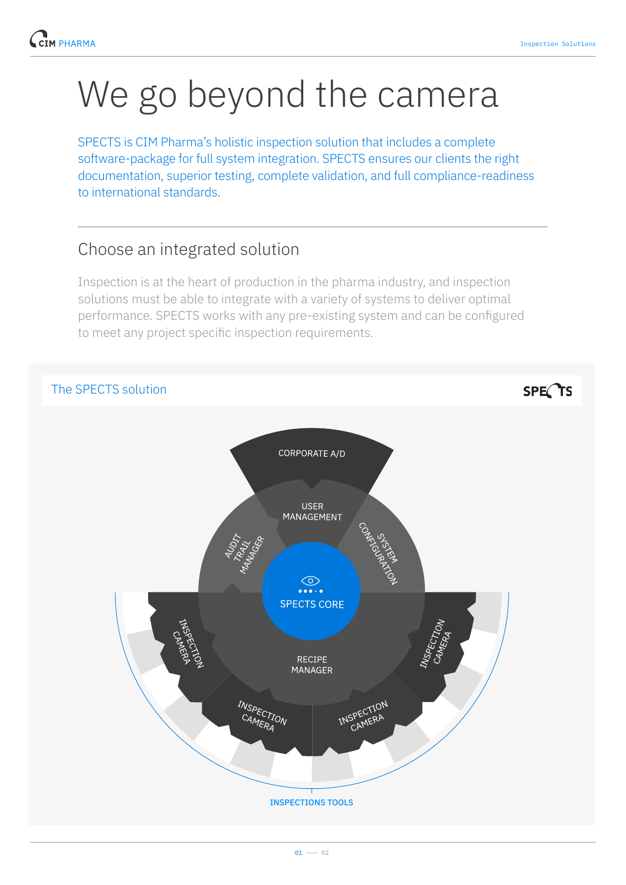# We go beyond the camera

SPECTS is CIM Pharma's holistic inspection solution that includes a complete software-package for full system integration. SPECTS ensures our clients the right documentation, superior testing, complete validation, and full compliance-readiness to international standards.

## Choose an integrated solution

Inspection is at the heart of production in the pharma industry, and inspection solutions must be able to integrate with a variety of systems to deliver optimal performance. SPECTS works with any pre-existing system and can be configured to meet any project specific inspection requirements.

### The SPECTS solution

SPECTS

CORPORATE A/D

USER MANAGEMENT

AUDIT TRAIL MANAGER

SYSTEM CONFIGURATION

SPECTS CORE

RECIPE MANAGER

INSPECTION CAMERA

INSPECTION CAMERA

INSPECTION CAMERA

INSPECTION CAMERA

INSPECTIONS TOOLS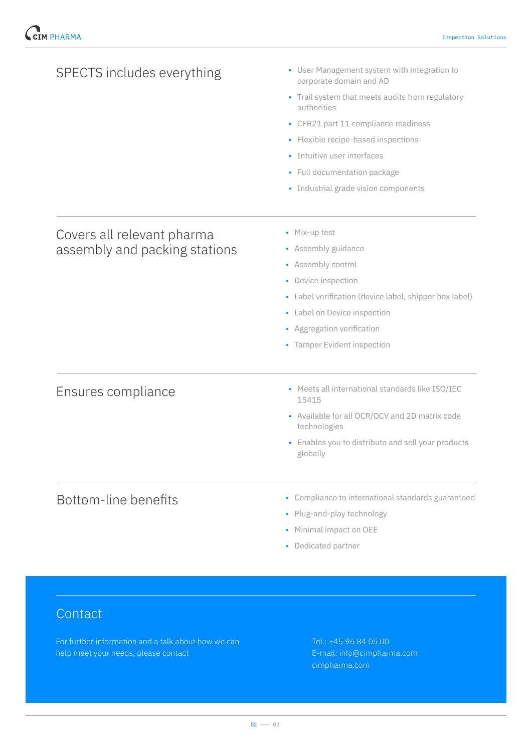## SPECTS includes everything

- User Management system with integration to corporate domain and AD
- Trail system that meets audits from regulatory authorities
- CFR21 part 11 compliance readiness
- Flexible recipe-based inspections
- Intuitive user interfaces
- Full documentation package
- Industrial grade vision components

## Covers all relevant pharma assembly and packing stations

- Mix-up test
- Assembly guidance
- Assembly control
- Device inspection
- Label verification (device label, shipper box label)
- Label on Device inspection
- Aggregation verification
- Tamper Evident inspection

## Ensures compliance

- Meets all international standards like ISO/IEC 15415
- Available for all OCR/OCV and 2D matrix code technologies
- Enables you to distribute and sell your products globally

## Bottom-line benefits

- Compliance to international standards guaranteed
- Plug-and-play technology
- Minimal impact on OEE
- Dedicated partner

## Contact

For further information and a talk about how we can help meet your needs, please contact

Tel.: +45 96 84 05 00
E-mail: info@cimpharma.com
cimpharma.com